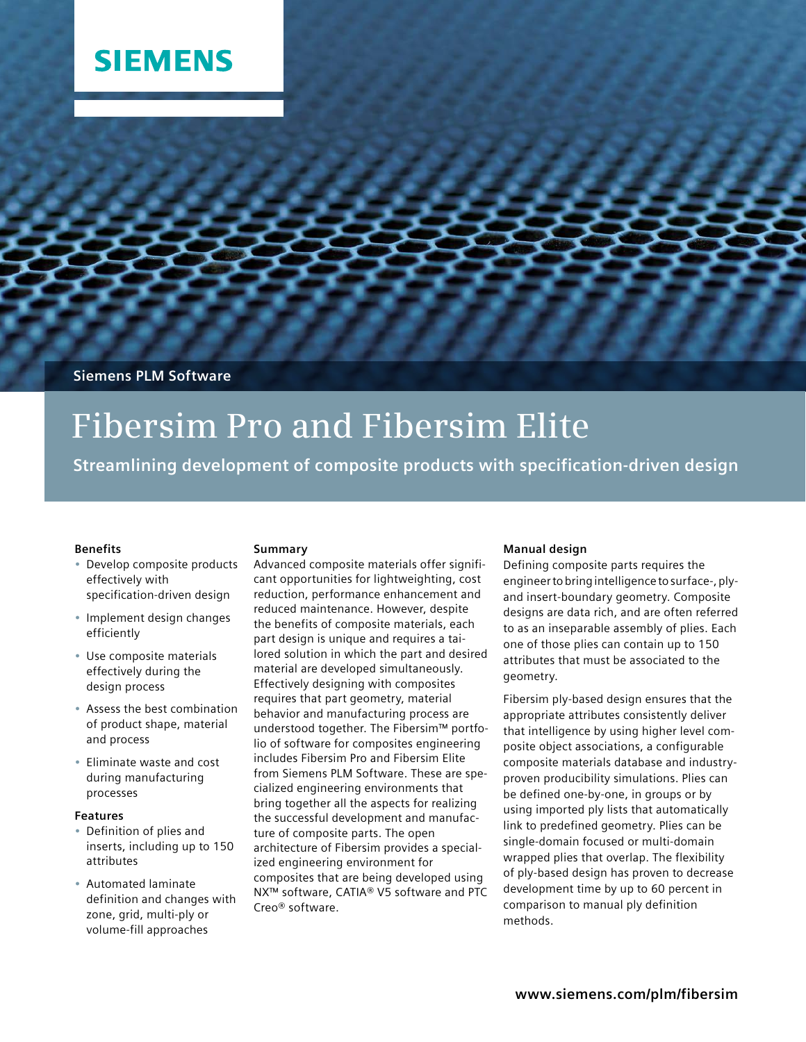SIEMENS

Siemens PLM Software

# Fibersim Pro and Fibersim Elite

**Streamlining development of composite products with specification-driven design**

### Benefits

- Develop composite products effectively with specification-driven design
- Implement design changes efficiently
- Use composite materials effectively during the design process
- Assess the best combination of product shape, material and process
- Eliminate waste and cost during manufacturing processes

### Features

- Definition of plies and inserts, including up to 150 attributes
- Automated laminate definition and changes with zone, grid, multi-ply or volume-fill approaches

### Summary

Advanced composite materials offer significant opportunities for lightweighting, cost reduction, performance enhancement and reduced maintenance. However, despite the benefits of composite materials, each part design is unique and requires a tailored solution in which the part and desired material are developed simultaneously. Effectively designing with composites requires that part geometry, material behavior and manufacturing process are understood together. The Fibersim™ portfolio of software for composites engineering includes Fibersim Pro and Fibersim Elite from Siemens PLM Software. These are specialized engineering environments that bring together all the aspects for realizing the successful development and manufacture of composite parts. The open architecture of Fibersim provides a specialized engineering environment for composites that are being developed using NX™ software, CATIA® V5 software and PTC Creo® software.

### Manual design

Defining composite parts requires the engineer to bring intelligence to surface-, ply- and insert-boundary geometry. Composite designs are data rich, and are often referred to as an inseparable assembly of plies. Each one of those plies can contain up to 150 attributes that must be associated to the geometry.

Fibersim ply-based design ensures that the appropriate attributes consistently deliver that intelligence by using higher level composite object associations, a configurable composite materials database and industry-proven producibility simulations. Plies can be defined one-by-one, in groups or by using imported ply lists that automatically link to predefined geometry. Plies can be single-domain focused or multi-domain wrapped plies that overlap. The flexibility of ply-based design has proven to decrease development time by up to 60 percent in comparison to manual ply definition methods.

**www.siemens.com/plm/fibersim**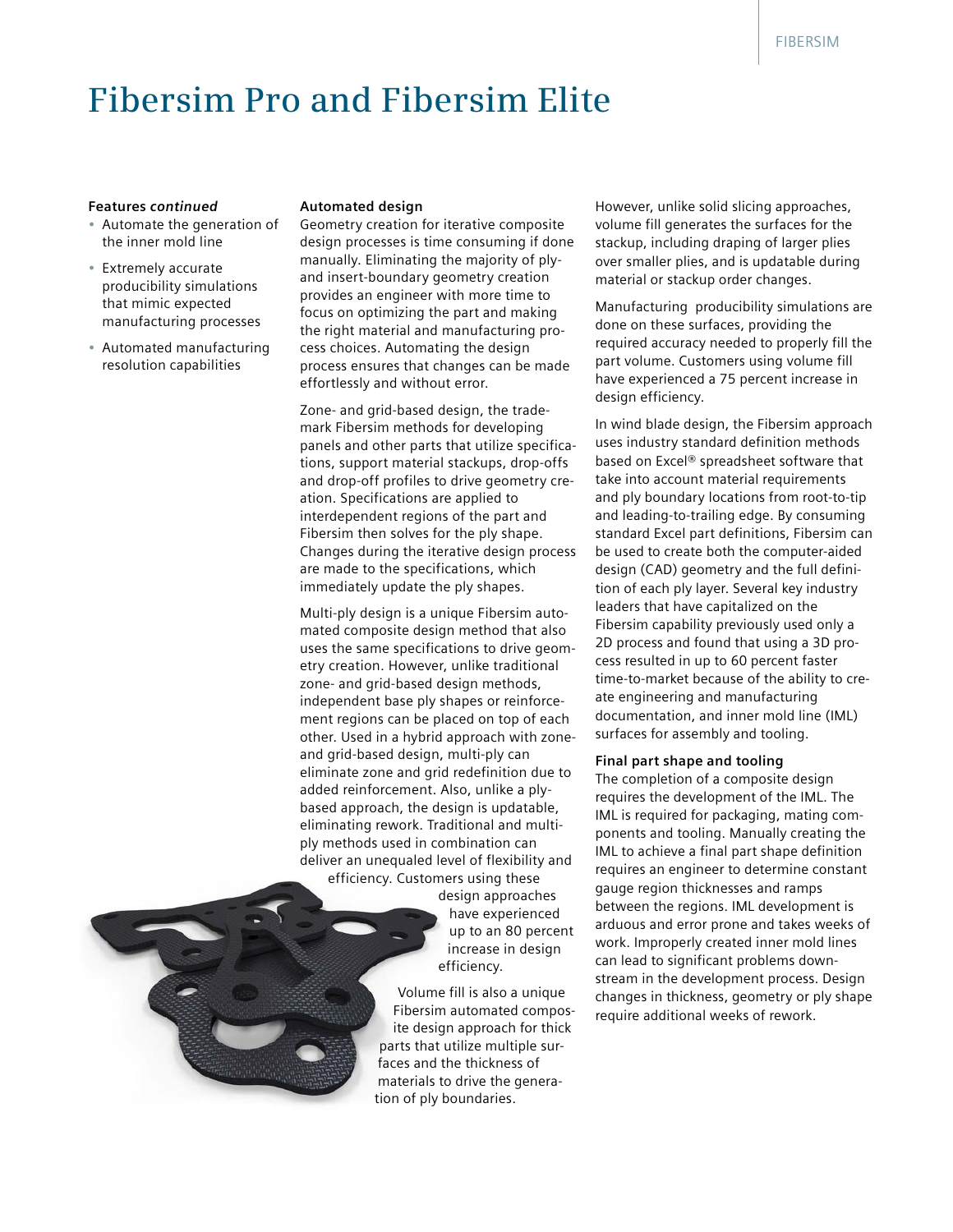# Fibersim Pro and Fibersim Elite

**Features *continued***

- Automate the generation of the inner mold line
- Extremely accurate producibility simulations that mimic expected manufacturing processes
- Automated manufacturing resolution capabilities

**Automated design**

Geometry creation for iterative composite design processes is time consuming if done manually. Eliminating the majority of ply- and insert-boundary geometry creation provides an engineer with more time to focus on optimizing the part and making the right material and manufacturing process choices. Automating the design process ensures that changes can be made effortlessly and without error.

Zone- and grid-based design, the trademark Fibersim methods for developing panels and other parts that utilize specifications, support material stackups, drop-offs and drop-off profiles to drive geometry creation. Specifications are applied to interdependent regions of the part and Fibersim then solves for the ply shape. Changes during the iterative design process are made to the specifications, which immediately update the ply shapes.

Multi-ply design is a unique Fibersim automated composite design method that also uses the same specifications to drive geometry creation. However, unlike traditional zone- and grid-based design methods, independent base ply shapes or reinforcement regions can be placed on top of each other. Used in a hybrid approach with zone- and grid-based design, multi-ply can eliminate zone and grid redefinition due to added reinforcement. Also, unlike a ply-based approach, the design is updatable, eliminating rework. Traditional and multi-ply methods used in combination can deliver an unequaled level of flexibility and efficiency. Customers using these design approaches have experienced up to an 80 percent increase in design efficiency.

Volume fill is also a unique Fibersim automated composite design approach for thick parts that utilize multiple surfaces and the thickness of materials to drive the generation of ply boundaries.

However, unlike solid slicing approaches, volume fill generates the surfaces for the stackup, including draping of larger plies over smaller plies, and is updatable during material or stackup order changes.

Manufacturing producibility simulations are done on these surfaces, providing the required accuracy needed to properly fill the part volume. Customers using volume fill have experienced a 75 percent increase in design efficiency.

In wind blade design, the Fibersim approach uses industry standard definition methods based on Excel® spreadsheet software that take into account material requirements and ply boundary locations from root-to-tip and leading-to-trailing edge. By consuming standard Excel part definitions, Fibersim can be used to create both the computer-aided design (CAD) geometry and the full definition of each ply layer. Several key industry leaders that have capitalized on the Fibersim capability previously used only a 2D process and found that using a 3D process resulted in up to 60 percent faster time-to-market because of the ability to create engineering and manufacturing documentation, and inner mold line (IML) surfaces for assembly and tooling.

**Final part shape and tooling**

The completion of a composite design requires the development of the IML. The IML is required for packaging, mating components and tooling. Manually creating the IML to achieve a final part shape definition requires an engineer to determine constant gauge region thicknesses and ramps between the regions. IML development is arduous and error prone and takes weeks of work. Improperly created inner mold lines can lead to significant problems downstream in the development process. Design changes in thickness, geometry or ply shape require additional weeks of rework.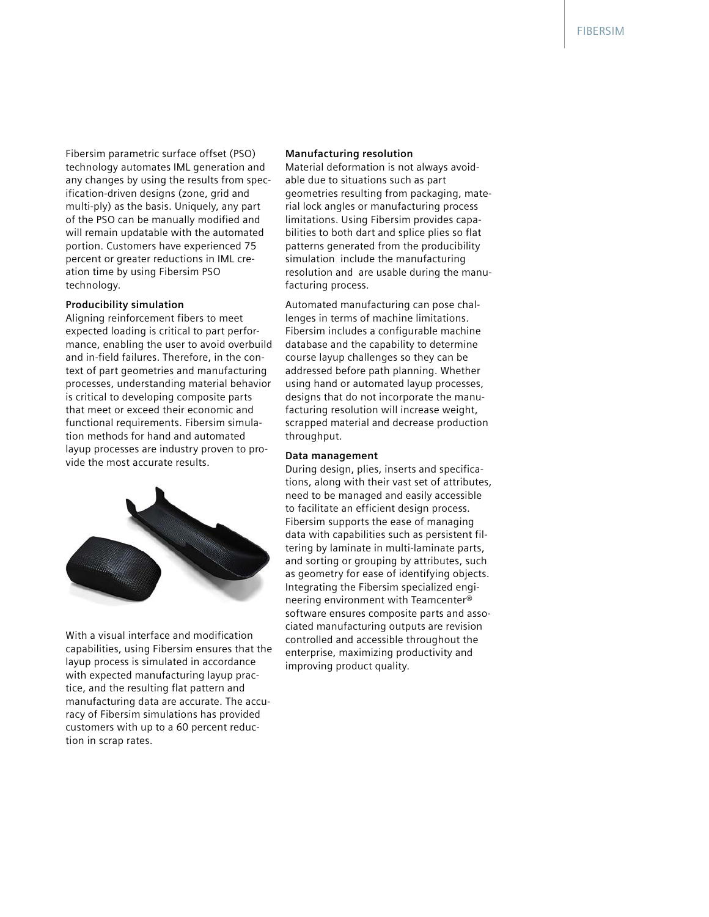Fibersim parametric surface offset (PSO) technology automates IML generation and any changes by using the results from specification-driven designs (zone, grid and multi-ply) as the basis. Uniquely, any part of the PSO can be manually modified and will remain updatable with the automated portion. Customers have experienced 75 percent or greater reductions in IML creation time by using Fibersim PSO technology.

**Producibility simulation**

Aligning reinforcement fibers to meet expected loading is critical to part performance, enabling the user to avoid overbuild and in-field failures. Therefore, in the context of part geometries and manufacturing processes, understanding material behavior is critical to developing composite parts that meet or exceed their economic and functional requirements. Fibersim simulation methods for hand and automated layup processes are industry proven to provide the most accurate results.

With a visual interface and modification capabilities, using Fibersim ensures that the layup process is simulated in accordance with expected manufacturing layup practice, and the resulting flat pattern and manufacturing data are accurate. The accuracy of Fibersim simulations has provided customers with up to a 60 percent reduction in scrap rates.

**Manufacturing resolution**

Material deformation is not always avoidable due to situations such as part geometries resulting from packaging, material lock angles or manufacturing process limitations. Using Fibersim provides capabilities to both dart and splice plies so flat patterns generated from the producibility simulation include the manufacturing resolution and are usable during the manufacturing process.

Automated manufacturing can pose challenges in terms of machine limitations. Fibersim includes a configurable machine database and the capability to determine course layup challenges so they can be addressed before path planning. Whether using hand or automated layup processes, designs that do not incorporate the manufacturing resolution will increase weight, scrapped material and decrease production throughput.

**Data management**

During design, plies, inserts and specifications, along with their vast set of attributes, need to be managed and easily accessible to facilitate an efficient design process. Fibersim supports the ease of managing data with capabilities such as persistent filtering by laminate in multi-laminate parts, and sorting or grouping by attributes, such as geometry for ease of identifying objects. Integrating the Fibersim specialized engineering environment with Teamcenter® software ensures composite parts and associated manufacturing outputs are revision controlled and accessible throughout the enterprise, maximizing productivity and improving product quality.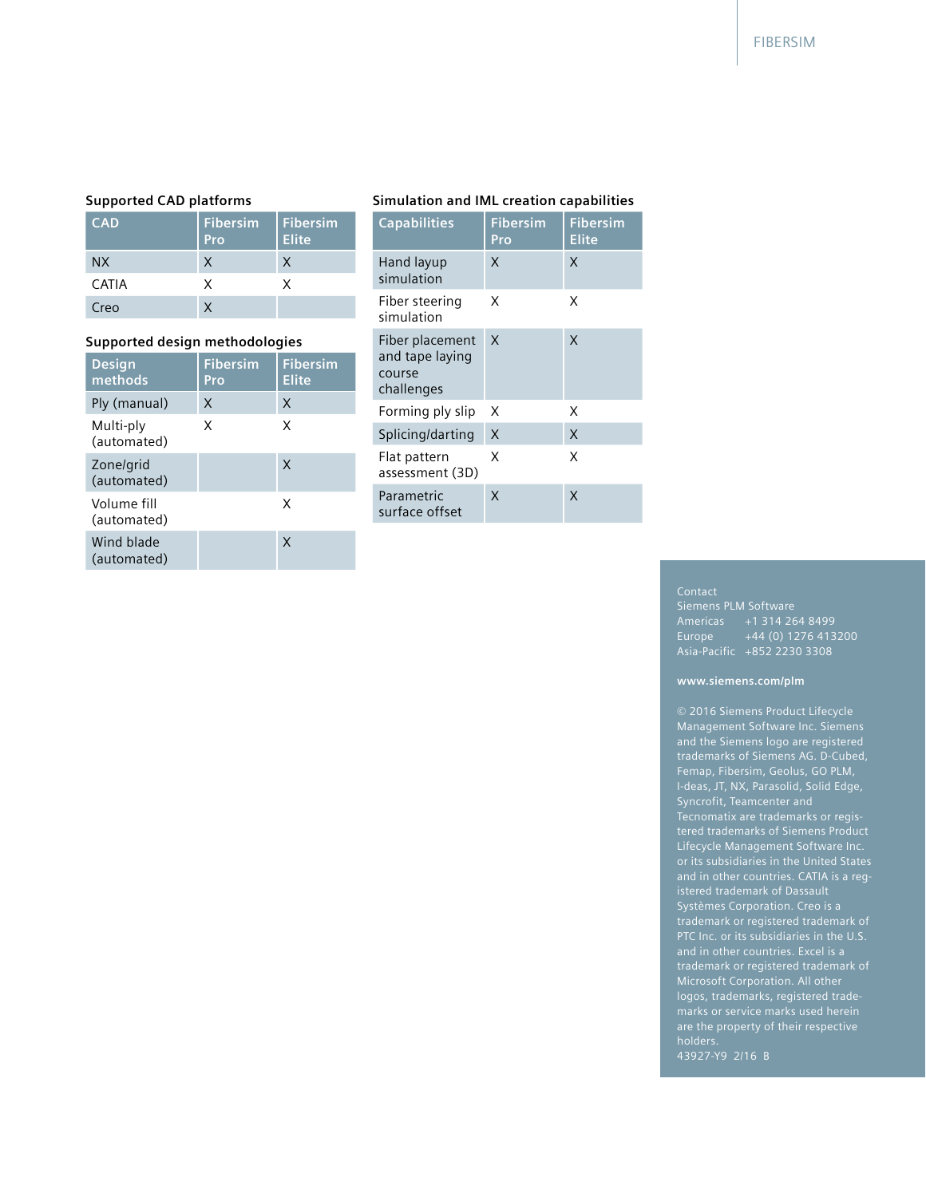### Supported CAD platforms

| CAD | Fibersim Pro | Fibersim Elite |
|---|---|---|
| NX | X | X |
| CATIA | X | X |
| Creo | X | |

### Supported design methodologies

| Design methods | Fibersim Pro | Fibersim Elite |
|---|---|---|
| Ply (manual) | X | X |
| Multi-ply (automated) | X | X |
| Zone/grid (automated) | | X |
| Volume fill (automated) | | X |
| Wind blade (automated) | | X |

### Simulation and IML creation capabilities

| Capabilities | Fibersim Pro | Fibersim Elite |
|---|---|---|
| Hand layup simulation | X | X |
| Fiber steering simulation | X | X |
| Fiber placement and tape laying course challenges | X | X |
| Forming ply slip | X | X |
| Splicing/darting | X | X |
| Flat pattern assessment (3D) | X | X |
| Parametric surface offset | X | X |

Contact
Siemens PLM Software
Americas +1 314 264 8499
Europe +44 (0) 1276 413200
Asia-Pacific +852 2230 3308

**www.siemens.com/plm**

© 2016 Siemens Product Lifecycle Management Software Inc. Siemens and the Siemens logo are registered trademarks of Siemens AG. D-Cubed, Femap, Fibersim, Geolus, GO PLM, I-deas, JT, NX, Parasolid, Solid Edge, Syncrofit, Teamcenter and Tecnomatix are trademarks or registered trademarks of Siemens Product Lifecycle Management Software Inc. or its subsidiaries in the United States and in other countries. CATIA is a registered trademark of Dassault Systèmes Corporation. Creo is a trademark or registered trademark of PTC Inc. or its subsidiaries in the U.S. and in other countries. Excel is a trademark or registered trademark of Microsoft Corporation. All other logos, trademarks, registered trademarks or service marks used herein are the property of their respective holders.
43927-Y9 2/16 B